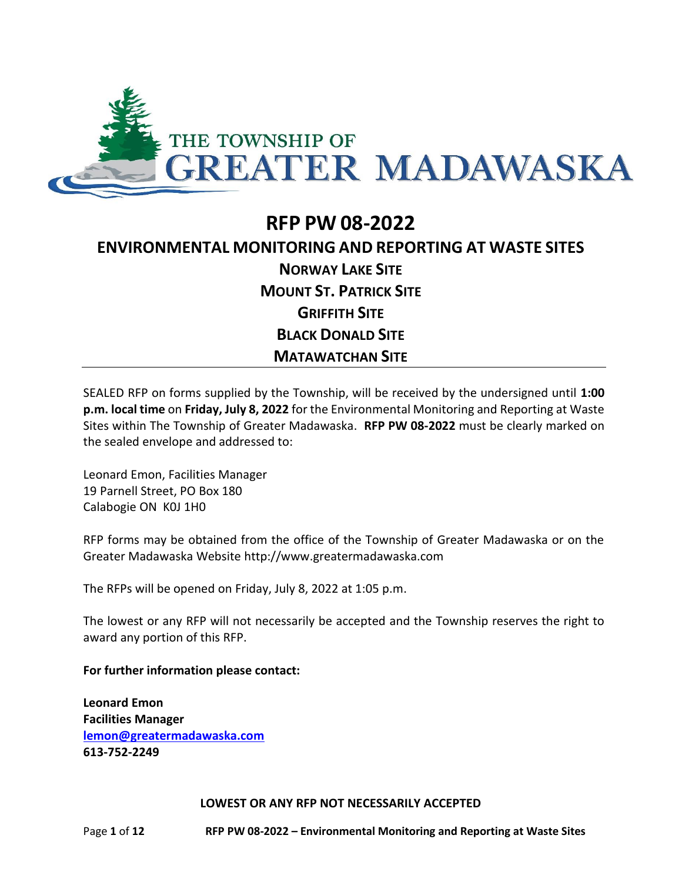THE TOWNSHIP OF
GREATER MADAWASKA

# RFP PW 08-2022

## ENVIRONMENTAL MONITORING AND REPORTING AT WASTE SITES

### NORWAY LAKE SITE
### MOUNT ST. PATRICK SITE
### GRIFFITH SITE
### BLACK DONALD SITE
### MATAWATCHAN SITE

---

SEALED RFP on forms supplied by the Township, will be received by the undersigned until **1:00 p.m. local time** on **Friday, July 8, 2022** for the Environmental Monitoring and Reporting at Waste Sites within The Township of Greater Madawaska. **RFP PW 08-2022** must be clearly marked on the sealed envelope and addressed to:

Leonard Emon, Facilities Manager
19 Parnell Street, PO Box 180
Calabogie ON K0J 1H0

RFP forms may be obtained from the office of the Township of Greater Madawaska or on the Greater Madawaska Website http://www.greatermadawaska.com

The RFPs will be opened on Friday, July 8, 2022 at 1:05 p.m.

The lowest or any RFP will not necessarily be accepted and the Township reserves the right to award any portion of this RFP.

**For further information please contact:**

**Leonard Emon**
**Facilities Manager**
**lemon@greatermadawaska.com**
**613-752-2249**

**LOWEST OR ANY RFP NOT NECESSARILY ACCEPTED**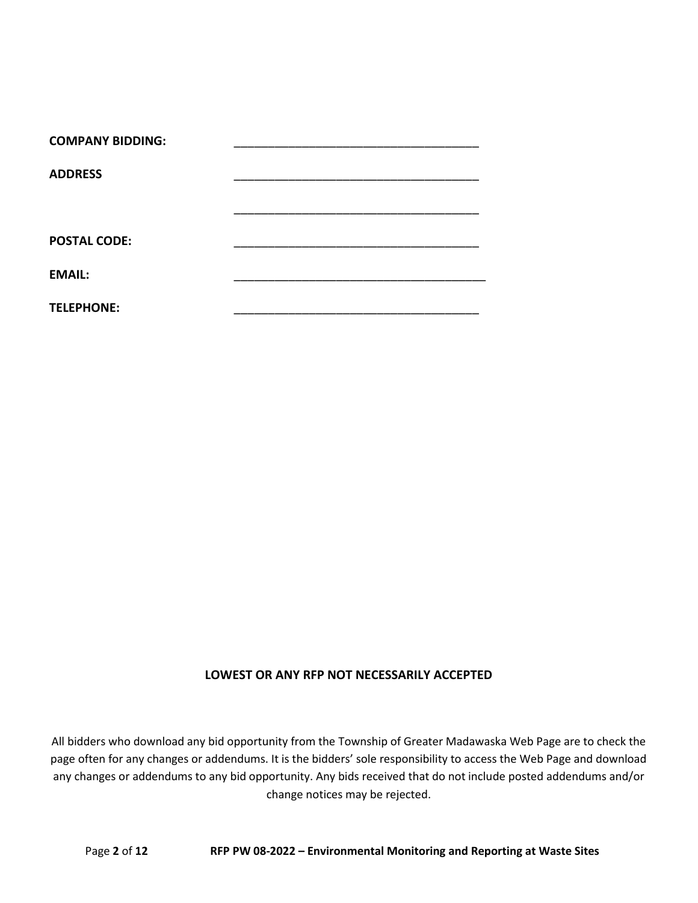**COMPANY BIDDING:** ______________________________________

**ADDRESS** ______________________________________

______________________________________

**POSTAL CODE:** ______________________________________

**EMAIL:** ________________________________________

**TELEPHONE:** ______________________________________

**LOWEST OR ANY RFP NOT NECESSARILY ACCEPTED**

All bidders who download any bid opportunity from the Township of Greater Madawaska Web Page are to check the page often for any changes or addendums. It is the bidders' sole responsibility to access the Web Page and download any changes or addendums to any bid opportunity. Any bids received that do not include posted addendums and/or change notices may be rejected.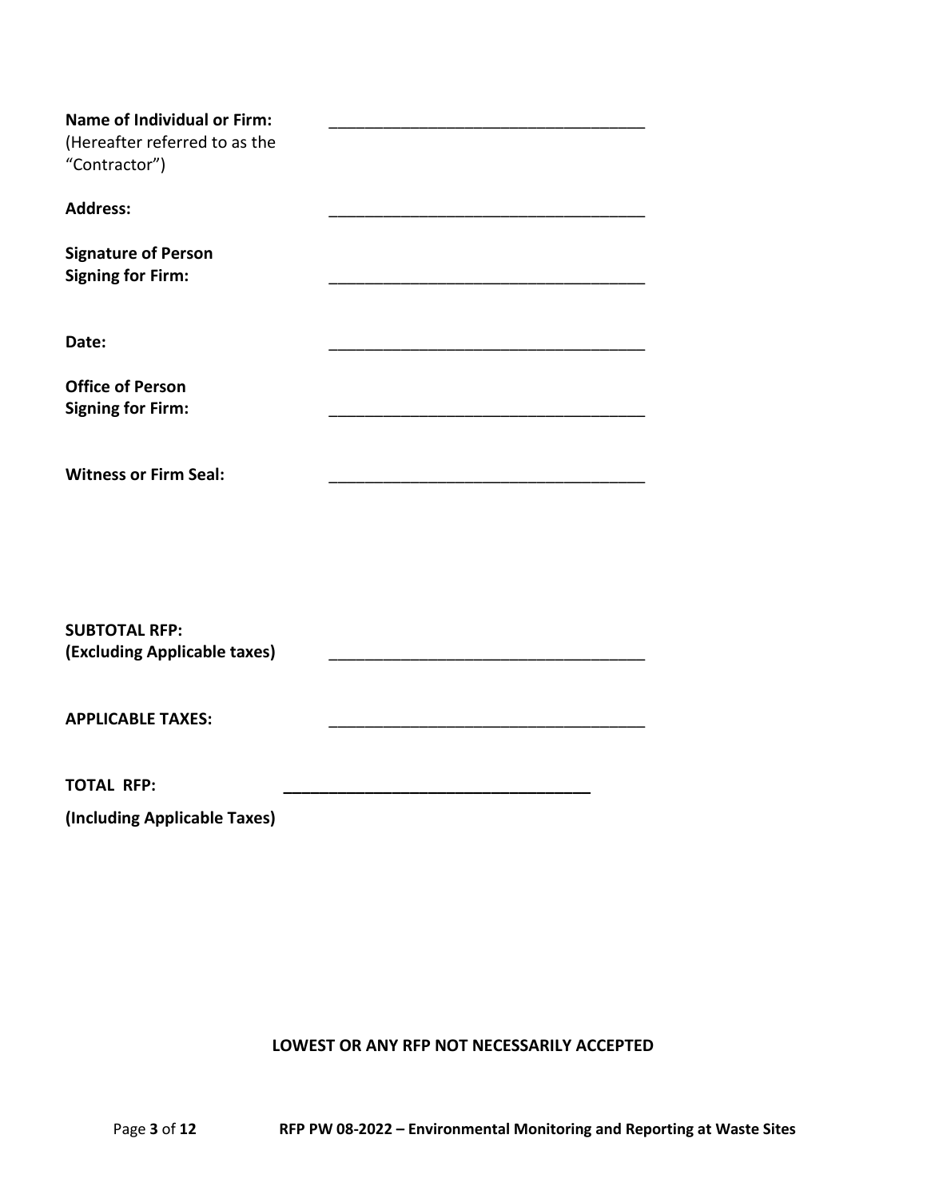**Name of Individual or Firm:** ___________________________________
(Hereafter referred to as the "Contractor")

**Address:** ___________________________________

**Signature of Person Signing for Firm:** ___________________________________

**Date:** ___________________________________

**Office of Person Signing for Firm:** ___________________________________

**Witness or Firm Seal:** ___________________________________

**SUBTOTAL RFP:**
**(Excluding Applicable taxes)** ___________________________________

**APPLICABLE TAXES:** ___________________________________

**TOTAL RFP:** ___________________________________

**(Including Applicable Taxes)**

**LOWEST OR ANY RFP NOT NECESSARILY ACCEPTED**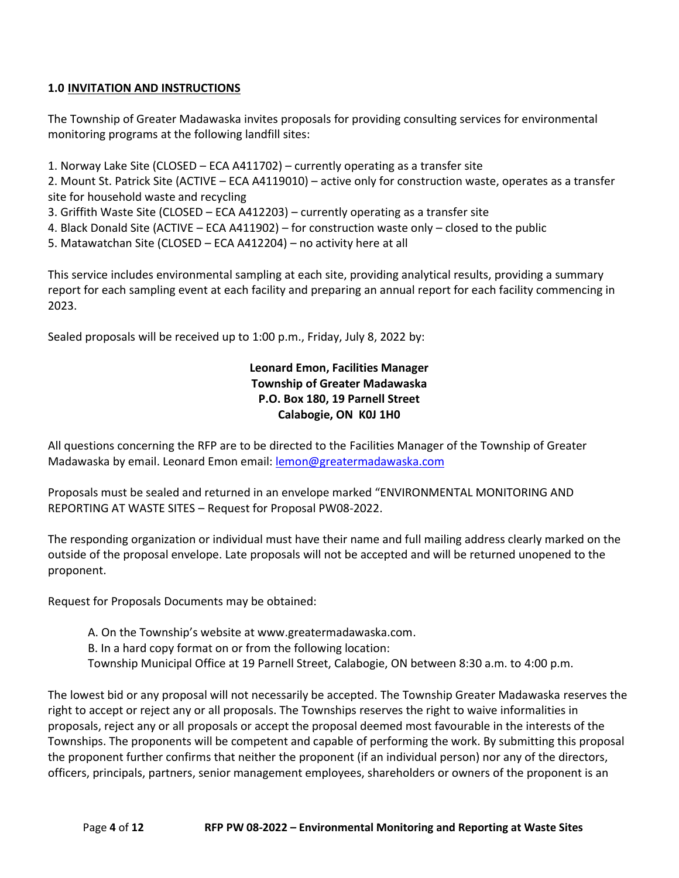## 1.0 INVITATION AND INSTRUCTIONS

The Township of Greater Madawaska invites proposals for providing consulting services for environmental monitoring programs at the following landfill sites:

1. Norway Lake Site (CLOSED – ECA A411702) – currently operating as a transfer site
2. Mount St. Patrick Site (ACTIVE – ECA A4119010) – active only for construction waste, operates as a transfer site for household waste and recycling
3. Griffith Waste Site (CLOSED – ECA A412203) – currently operating as a transfer site
4. Black Donald Site (ACTIVE – ECA A411902) – for construction waste only – closed to the public
5. Matawatchan Site (CLOSED – ECA A412204) – no activity here at all

This service includes environmental sampling at each site, providing analytical results, providing a summary report for each sampling event at each facility and preparing an annual report for each facility commencing in 2023.

Sealed proposals will be received up to 1:00 p.m., Friday, July 8, 2022 by:

**Leonard Emon, Facilities Manager**
**Township of Greater Madawaska**
**P.O. Box 180, 19 Parnell Street**
**Calabogie, ON K0J 1H0**

All questions concerning the RFP are to be directed to the Facilities Manager of the Township of Greater Madawaska by email. Leonard Emon email: lemon@greatermadawaska.com

Proposals must be sealed and returned in an envelope marked "ENVIRONMENTAL MONITORING AND REPORTING AT WASTE SITES – Request for Proposal PW08-2022.

The responding organization or individual must have their name and full mailing address clearly marked on the outside of the proposal envelope. Late proposals will not be accepted and will be returned unopened to the proponent.

Request for Proposals Documents may be obtained:

A. On the Township's website at www.greatermadawaska.com.
B. In a hard copy format on or from the following location:
Township Municipal Office at 19 Parnell Street, Calabogie, ON between 8:30 a.m. to 4:00 p.m.

The lowest bid or any proposal will not necessarily be accepted. The Township Greater Madawaska reserves the right to accept or reject any or all proposals. The Townships reserves the right to waive informalities in proposals, reject any or all proposals or accept the proposal deemed most favourable in the interests of the Townships. The proponents will be competent and capable of performing the work. By submitting this proposal the proponent further confirms that neither the proponent (if an individual person) nor any of the directors, officers, principals, partners, senior management employees, shareholders or owners of the proponent is an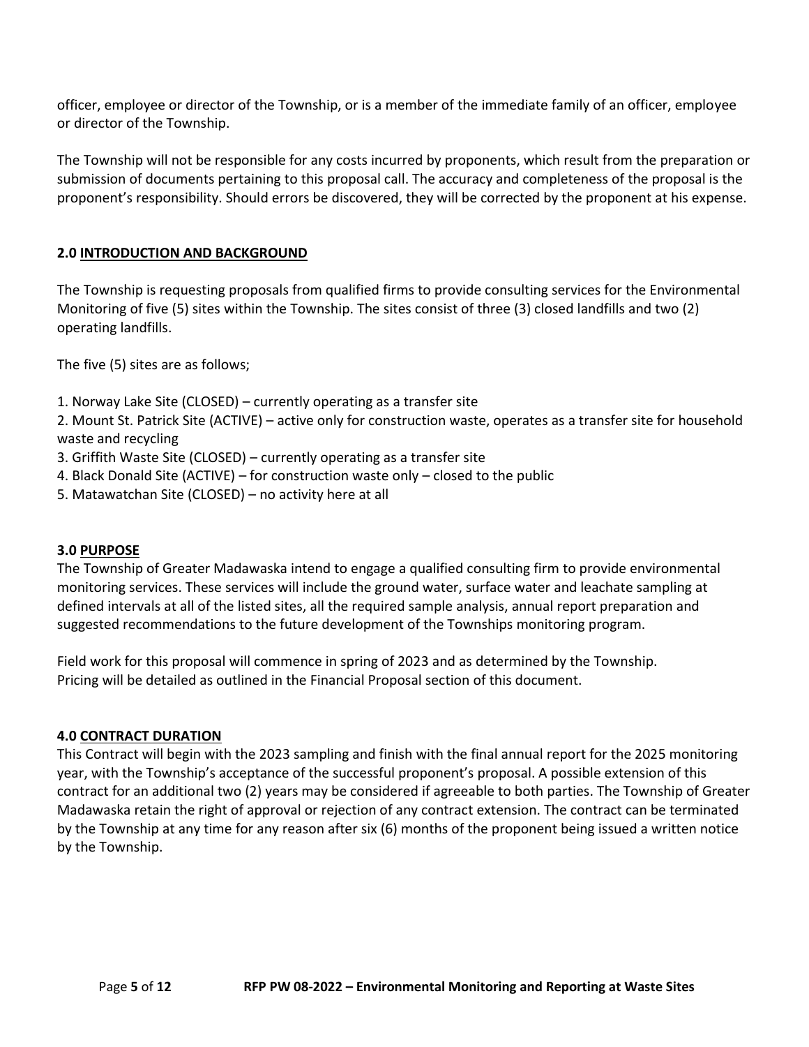officer, employee or director of the Township, or is a member of the immediate family of an officer, employee or director of the Township.

The Township will not be responsible for any costs incurred by proponents, which result from the preparation or submission of documents pertaining to this proposal call. The accuracy and completeness of the proposal is the proponent's responsibility. Should errors be discovered, they will be corrected by the proponent at his expense.

## 2.0 INTRODUCTION AND BACKGROUND

The Township is requesting proposals from qualified firms to provide consulting services for the Environmental Monitoring of five (5) sites within the Township. The sites consist of three (3) closed landfills and two (2) operating landfills.

The five (5) sites are as follows;

1. Norway Lake Site (CLOSED) – currently operating as a transfer site
2. Mount St. Patrick Site (ACTIVE) – active only for construction waste, operates as a transfer site for household waste and recycling
3. Griffith Waste Site (CLOSED) – currently operating as a transfer site
4. Black Donald Site (ACTIVE) – for construction waste only – closed to the public
5. Matawatchan Site (CLOSED) – no activity here at all

## 3.0 PURPOSE

The Township of Greater Madawaska intend to engage a qualified consulting firm to provide environmental monitoring services. These services will include the ground water, surface water and leachate sampling at defined intervals at all of the listed sites, all the required sample analysis, annual report preparation and suggested recommendations to the future development of the Townships monitoring program.

Field work for this proposal will commence in spring of 2023 and as determined by the Township.
Pricing will be detailed as outlined in the Financial Proposal section of this document.

## 4.0 CONTRACT DURATION

This Contract will begin with the 2023 sampling and finish with the final annual report for the 2025 monitoring year, with the Township's acceptance of the successful proponent's proposal. A possible extension of this contract for an additional two (2) years may be considered if agreeable to both parties. The Township of Greater Madawaska retain the right of approval or rejection of any contract extension. The contract can be terminated by the Township at any time for any reason after six (6) months of the proponent being issued a written notice by the Township.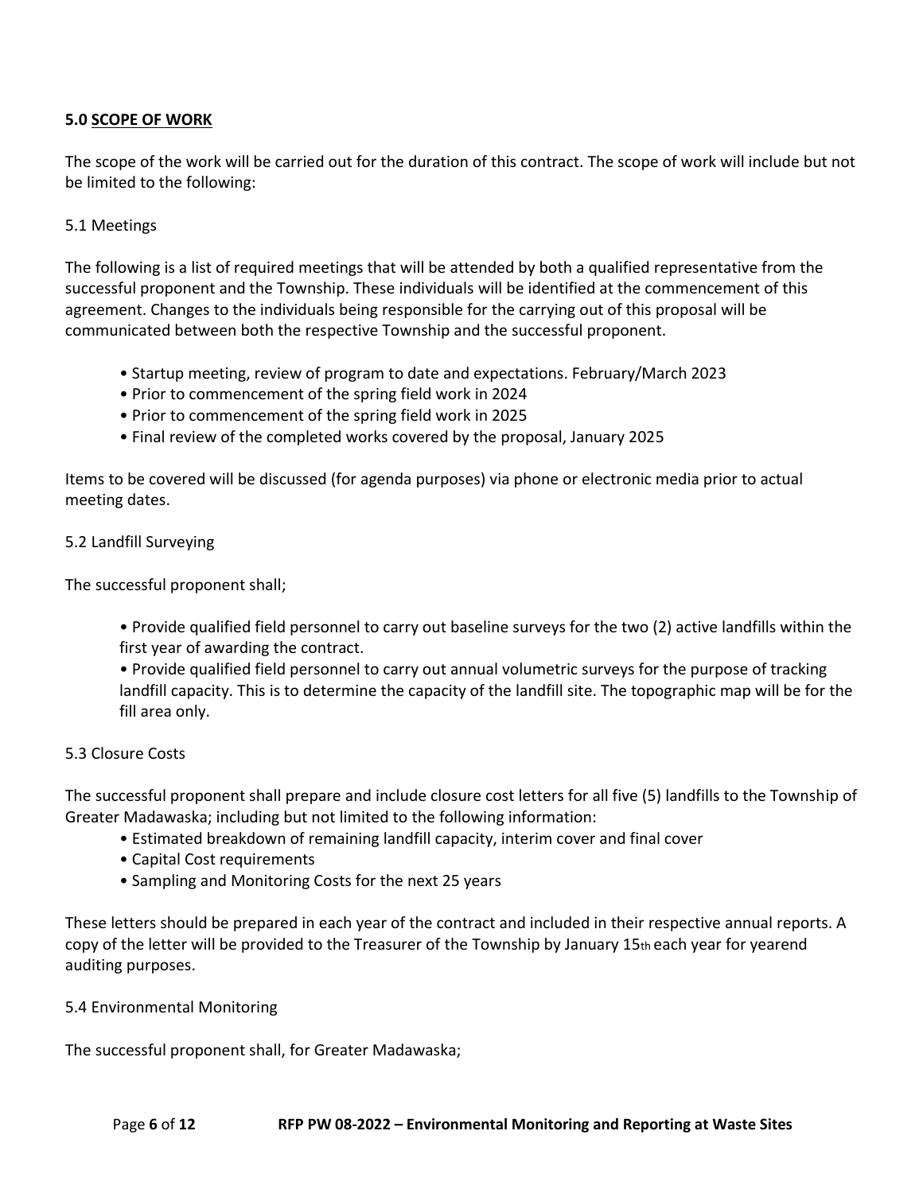## 5.0 <u>SCOPE OF WORK</u>

The scope of the work will be carried out for the duration of this contract. The scope of work will include but not be limited to the following:

### 5.1 Meetings

The following is a list of required meetings that will be attended by both a qualified representative from the successful proponent and the Township. These individuals will be identified at the commencement of this agreement. Changes to the individuals being responsible for the carrying out of this proposal will be communicated between both the respective Township and the successful proponent.

- Startup meeting, review of program to date and expectations. February/March 2023
- Prior to commencement of the spring field work in 2024
- Prior to commencement of the spring field work in 2025
- Final review of the completed works covered by the proposal, January 2025

Items to be covered will be discussed (for agenda purposes) via phone or electronic media prior to actual meeting dates.

### 5.2 Landfill Surveying

The successful proponent shall;

- Provide qualified field personnel to carry out baseline surveys for the two (2) active landfills within the first year of awarding the contract.
- Provide qualified field personnel to carry out annual volumetric surveys for the purpose of tracking landfill capacity. This is to determine the capacity of the landfill site. The topographic map will be for the fill area only.

### 5.3 Closure Costs

The successful proponent shall prepare and include closure cost letters for all five (5) landfills to the Township of Greater Madawaska; including but not limited to the following information:

- Estimated breakdown of remaining landfill capacity, interim cover and final cover
- Capital Cost requirements
- Sampling and Monitoring Costs for the next 25 years

These letters should be prepared in each year of the contract and included in their respective annual reports. A copy of the letter will be provided to the Treasurer of the Township by January 15th each year for yearend auditing purposes.

### 5.4 Environmental Monitoring

The successful proponent shall, for Greater Madawaska;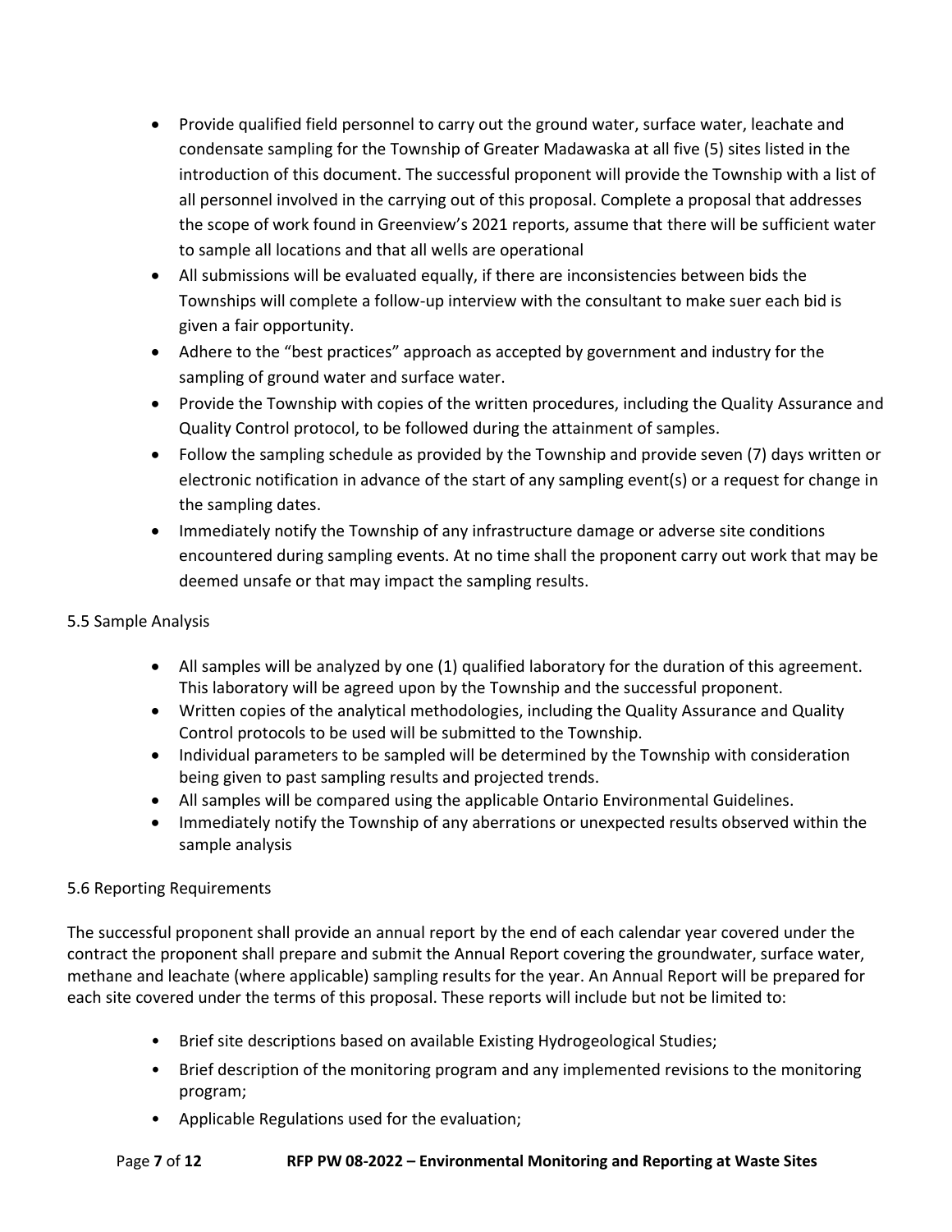- Provide qualified field personnel to carry out the ground water, surface water, leachate and condensate sampling for the Township of Greater Madawaska at all five (5) sites listed in the introduction of this document. The successful proponent will provide the Township with a list of all personnel involved in the carrying out of this proposal. Complete a proposal that addresses the scope of work found in Greenview's 2021 reports, assume that there will be sufficient water to sample all locations and that all wells are operational
- All submissions will be evaluated equally, if there are inconsistencies between bids the Townships will complete a follow-up interview with the consultant to make suer each bid is given a fair opportunity.
- Adhere to the "best practices" approach as accepted by government and industry for the sampling of ground water and surface water.
- Provide the Township with copies of the written procedures, including the Quality Assurance and Quality Control protocol, to be followed during the attainment of samples.
- Follow the sampling schedule as provided by the Township and provide seven (7) days written or electronic notification in advance of the start of any sampling event(s) or a request for change in the sampling dates.
- Immediately notify the Township of any infrastructure damage or adverse site conditions encountered during sampling events. At no time shall the proponent carry out work that may be deemed unsafe or that may impact the sampling results.

5.5 Sample Analysis

- All samples will be analyzed by one (1) qualified laboratory for the duration of this agreement. This laboratory will be agreed upon by the Township and the successful proponent.
- Written copies of the analytical methodologies, including the Quality Assurance and Quality Control protocols to be used will be submitted to the Township.
- Individual parameters to be sampled will be determined by the Township with consideration being given to past sampling results and projected trends.
- All samples will be compared using the applicable Ontario Environmental Guidelines.
- Immediately notify the Township of any aberrations or unexpected results observed within the sample analysis

5.6 Reporting Requirements

The successful proponent shall provide an annual report by the end of each calendar year covered under the contract the proponent shall prepare and submit the Annual Report covering the groundwater, surface water, methane and leachate (where applicable) sampling results for the year. An Annual Report will be prepared for each site covered under the terms of this proposal. These reports will include but not be limited to:

- Brief site descriptions based on available Existing Hydrogeological Studies;
- Brief description of the monitoring program and any implemented revisions to the monitoring program;
- Applicable Regulations used for the evaluation;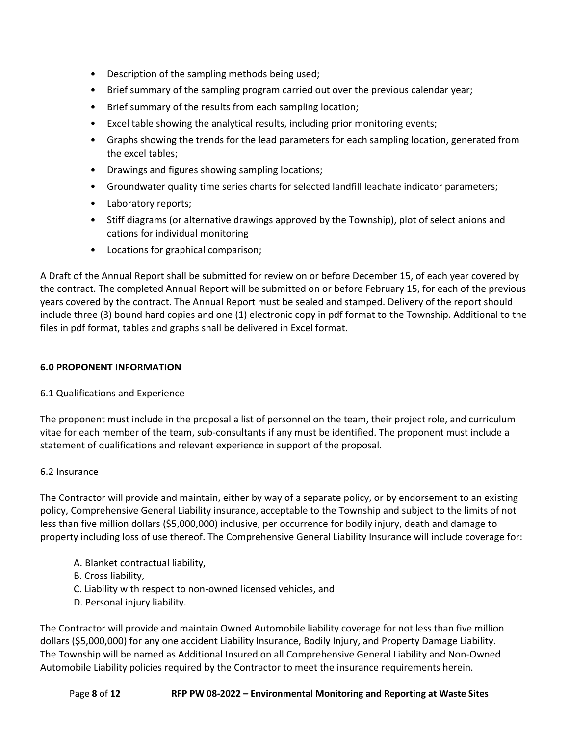- Description of the sampling methods being used;
- Brief summary of the sampling program carried out over the previous calendar year;
- Brief summary of the results from each sampling location;
- Excel table showing the analytical results, including prior monitoring events;
- Graphs showing the trends for the lead parameters for each sampling location, generated from the excel tables;
- Drawings and figures showing sampling locations;
- Groundwater quality time series charts for selected landfill leachate indicator parameters;
- Laboratory reports;
- Stiff diagrams (or alternative drawings approved by the Township), plot of select anions and cations for individual monitoring
- Locations for graphical comparison;

A Draft of the Annual Report shall be submitted for review on or before December 15, of each year covered by the contract. The completed Annual Report will be submitted on or before February 15, for each of the previous years covered by the contract. The Annual Report must be sealed and stamped. Delivery of the report should include three (3) bound hard copies and one (1) electronic copy in pdf format to the Township. Additional to the files in pdf format, tables and graphs shall be delivered in Excel format.

## 6.0 PROPONENT INFORMATION

### 6.1 Qualifications and Experience

The proponent must include in the proposal a list of personnel on the team, their project role, and curriculum vitae for each member of the team, sub-consultants if any must be identified. The proponent must include a statement of qualifications and relevant experience in support of the proposal.

### 6.2 Insurance

The Contractor will provide and maintain, either by way of a separate policy, or by endorsement to an existing policy, Comprehensive General Liability insurance, acceptable to the Township and subject to the limits of not less than five million dollars ($5,000,000) inclusive, per occurrence for bodily injury, death and damage to property including loss of use thereof. The Comprehensive General Liability Insurance will include coverage for:

A. Blanket contractual liability,
B. Cross liability,
C. Liability with respect to non-owned licensed vehicles, and
D. Personal injury liability.

The Contractor will provide and maintain Owned Automobile liability coverage for not less than five million dollars ($5,000,000) for any one accident Liability Insurance, Bodily Injury, and Property Damage Liability. The Township will be named as Additional Insured on all Comprehensive General Liability and Non-Owned Automobile Liability policies required by the Contractor to meet the insurance requirements herein.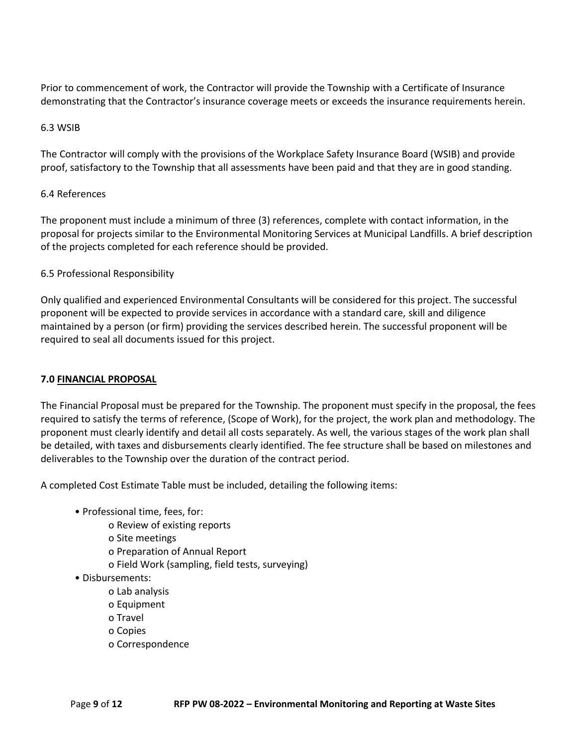Prior to commencement of work, the Contractor will provide the Township with a Certificate of Insurance demonstrating that the Contractor's insurance coverage meets or exceeds the insurance requirements herein.

6.3 WSIB

The Contractor will comply with the provisions of the Workplace Safety Insurance Board (WSIB) and provide proof, satisfactory to the Township that all assessments have been paid and that they are in good standing.

6.4 References

The proponent must include a minimum of three (3) references, complete with contact information, in the proposal for projects similar to the Environmental Monitoring Services at Municipal Landfills. A brief description of the projects completed for each reference should be provided.

6.5 Professional Responsibility

Only qualified and experienced Environmental Consultants will be considered for this project. The successful proponent will be expected to provide services in accordance with a standard care, skill and diligence maintained by a person (or firm) providing the services described herein. The successful proponent will be required to seal all documents issued for this project.

## 7.0 FINANCIAL PROPOSAL

The Financial Proposal must be prepared for the Township. The proponent must specify in the proposal, the fees required to satisfy the terms of reference, (Scope of Work), for the project, the work plan and methodology. The proponent must clearly identify and detail all costs separately. As well, the various stages of the work plan shall be detailed, with taxes and disbursements clearly identified. The fee structure shall be based on milestones and deliverables to the Township over the duration of the contract period.

A completed Cost Estimate Table must be included, detailing the following items:

- Professional time, fees, for:
  - Review of existing reports
  - Site meetings
  - Preparation of Annual Report
  - Field Work (sampling, field tests, surveying)
- Disbursements:
  - Lab analysis
  - Equipment
  - Travel
  - Copies
  - Correspondence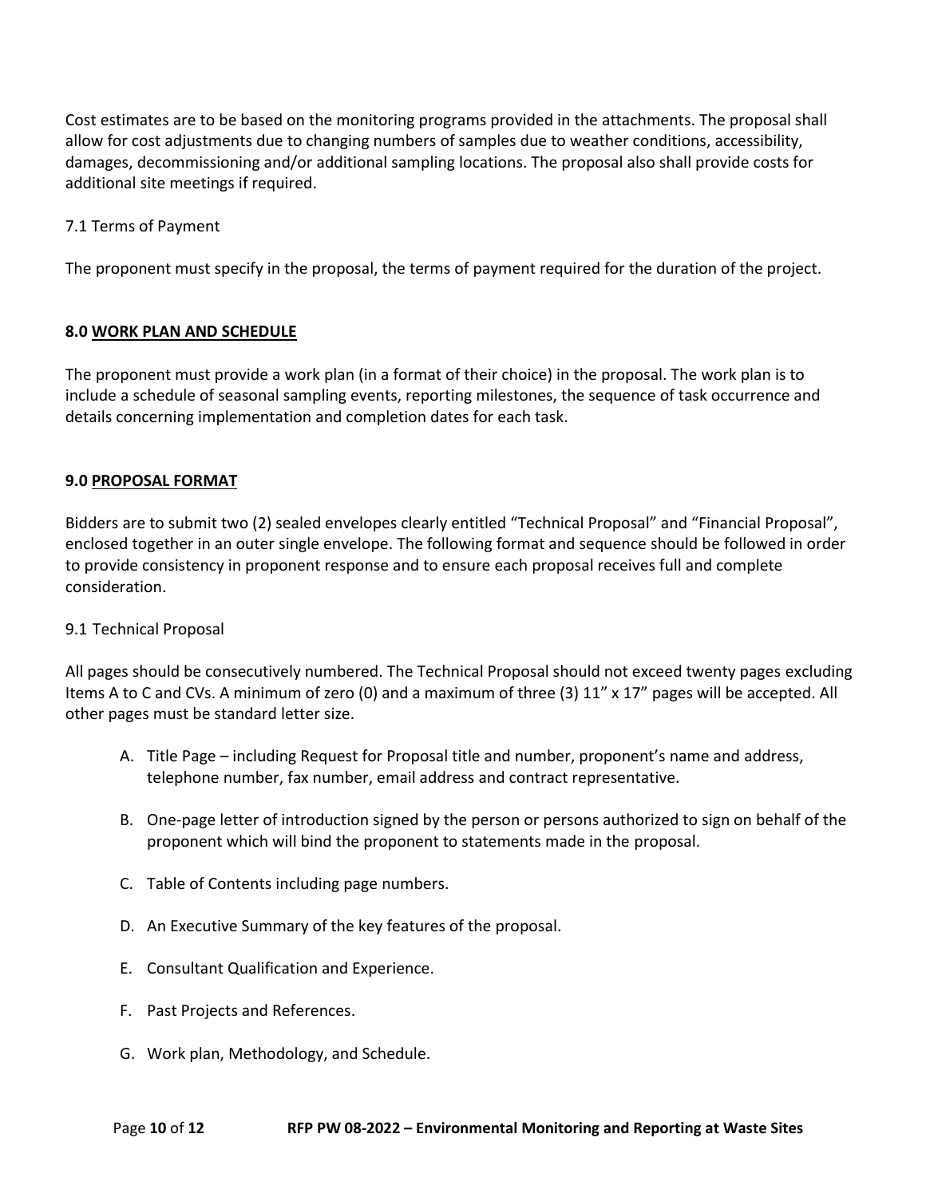Cost estimates are to be based on the monitoring programs provided in the attachments. The proposal shall allow for cost adjustments due to changing numbers of samples due to weather conditions, accessibility, damages, decommissioning and/or additional sampling locations. The proposal also shall provide costs for additional site meetings if required.

### 7.1 Terms of Payment

The proponent must specify in the proposal, the terms of payment required for the duration of the project.

## 8.0 WORK PLAN AND SCHEDULE

The proponent must provide a work plan (in a format of their choice) in the proposal. The work plan is to include a schedule of seasonal sampling events, reporting milestones, the sequence of task occurrence and details concerning implementation and completion dates for each task.

## 9.0 PROPOSAL FORMAT

Bidders are to submit two (2) sealed envelopes clearly entitled "Technical Proposal" and "Financial Proposal", enclosed together in an outer single envelope. The following format and sequence should be followed in order to provide consistency in proponent response and to ensure each proposal receives full and complete consideration.

### 9.1 Technical Proposal

All pages should be consecutively numbered. The Technical Proposal should not exceed twenty pages excluding Items A to C and CVs. A minimum of zero (0) and a maximum of three (3) 11" x 17" pages will be accepted. All other pages must be standard letter size.

A. Title Page – including Request for Proposal title and number, proponent's name and address, telephone number, fax number, email address and contract representative.

B. One-page letter of introduction signed by the person or persons authorized to sign on behalf of the proponent which will bind the proponent to statements made in the proposal.

C. Table of Contents including page numbers.

D. An Executive Summary of the key features of the proposal.

E. Consultant Qualification and Experience.

F. Past Projects and References.

G. Work plan, Methodology, and Schedule.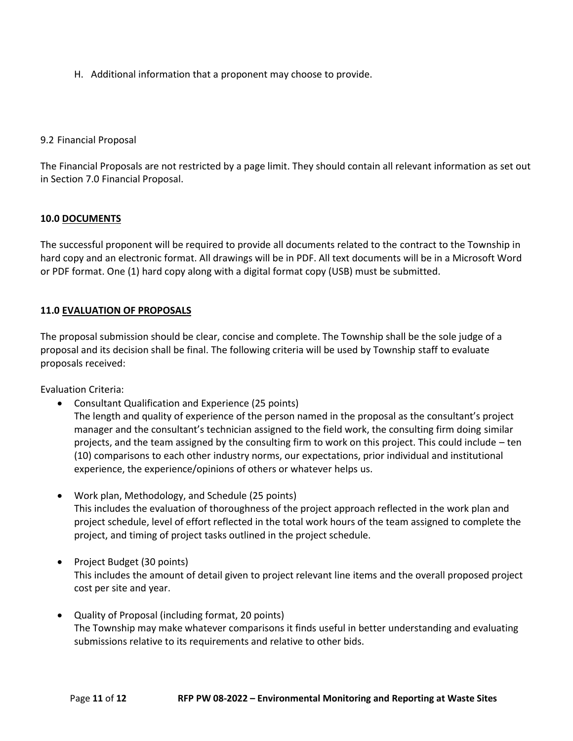H. Additional information that a proponent may choose to provide.

9.2 Financial Proposal

The Financial Proposals are not restricted by a page limit. They should contain all relevant information as set out in Section 7.0 Financial Proposal.

## 10.0 DOCUMENTS

The successful proponent will be required to provide all documents related to the contract to the Township in hard copy and an electronic format. All drawings will be in PDF. All text documents will be in a Microsoft Word or PDF format. One (1) hard copy along with a digital format copy (USB) must be submitted.

## 11.0 EVALUATION OF PROPOSALS

The proposal submission should be clear, concise and complete. The Township shall be the sole judge of a proposal and its decision shall be final. The following criteria will be used by Township staff to evaluate proposals received:

Evaluation Criteria:

- Consultant Qualification and Experience (25 points)
  The length and quality of experience of the person named in the proposal as the consultant's project manager and the consultant's technician assigned to the field work, the consulting firm doing similar projects, and the team assigned by the consulting firm to work on this project. This could include – ten (10) comparisons to each other industry norms, our expectations, prior individual and institutional experience, the experience/opinions of others or whatever helps us.

- Work plan, Methodology, and Schedule (25 points)
  This includes the evaluation of thoroughness of the project approach reflected in the work plan and project schedule, level of effort reflected in the total work hours of the team assigned to complete the project, and timing of project tasks outlined in the project schedule.

- Project Budget (30 points)
  This includes the amount of detail given to project relevant line items and the overall proposed project cost per site and year.

- Quality of Proposal (including format, 20 points)
  The Township may make whatever comparisons it finds useful in better understanding and evaluating submissions relative to its requirements and relative to other bids.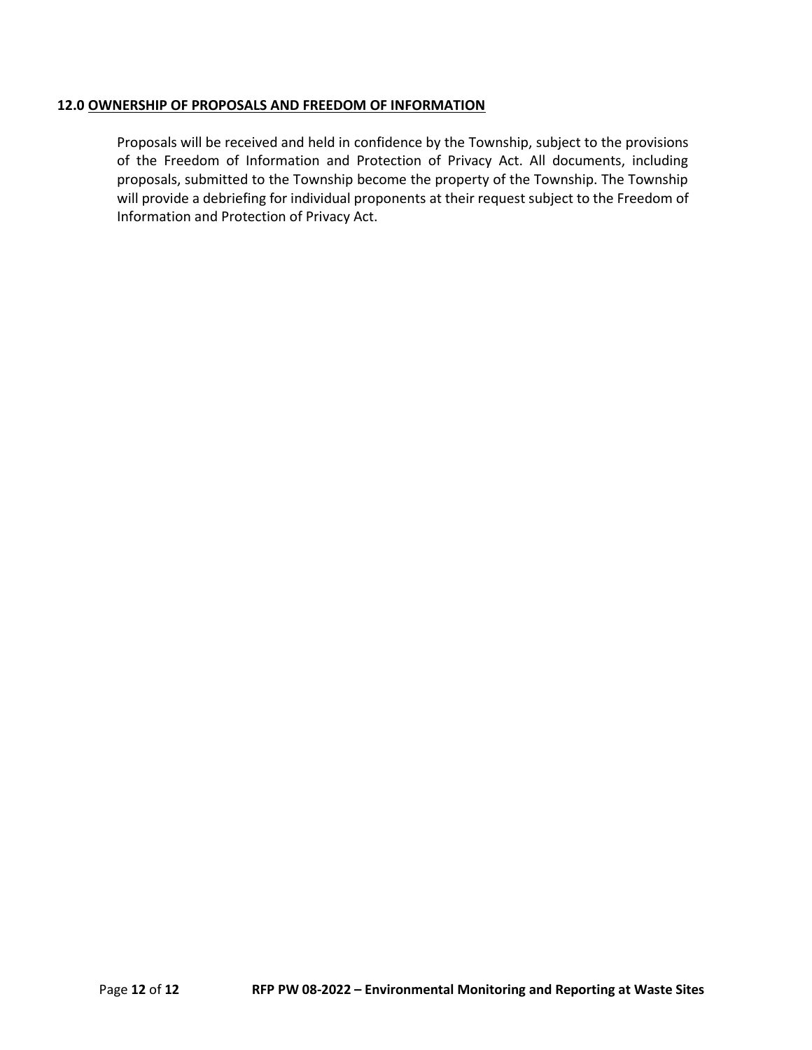## 12.0 OWNERSHIP OF PROPOSALS AND FREEDOM OF INFORMATION

Proposals will be received and held in confidence by the Township, subject to the provisions of the Freedom of Information and Protection of Privacy Act. All documents, including proposals, submitted to the Township become the property of the Township. The Township will provide a debriefing for individual proponents at their request subject to the Freedom of Information and Protection of Privacy Act.